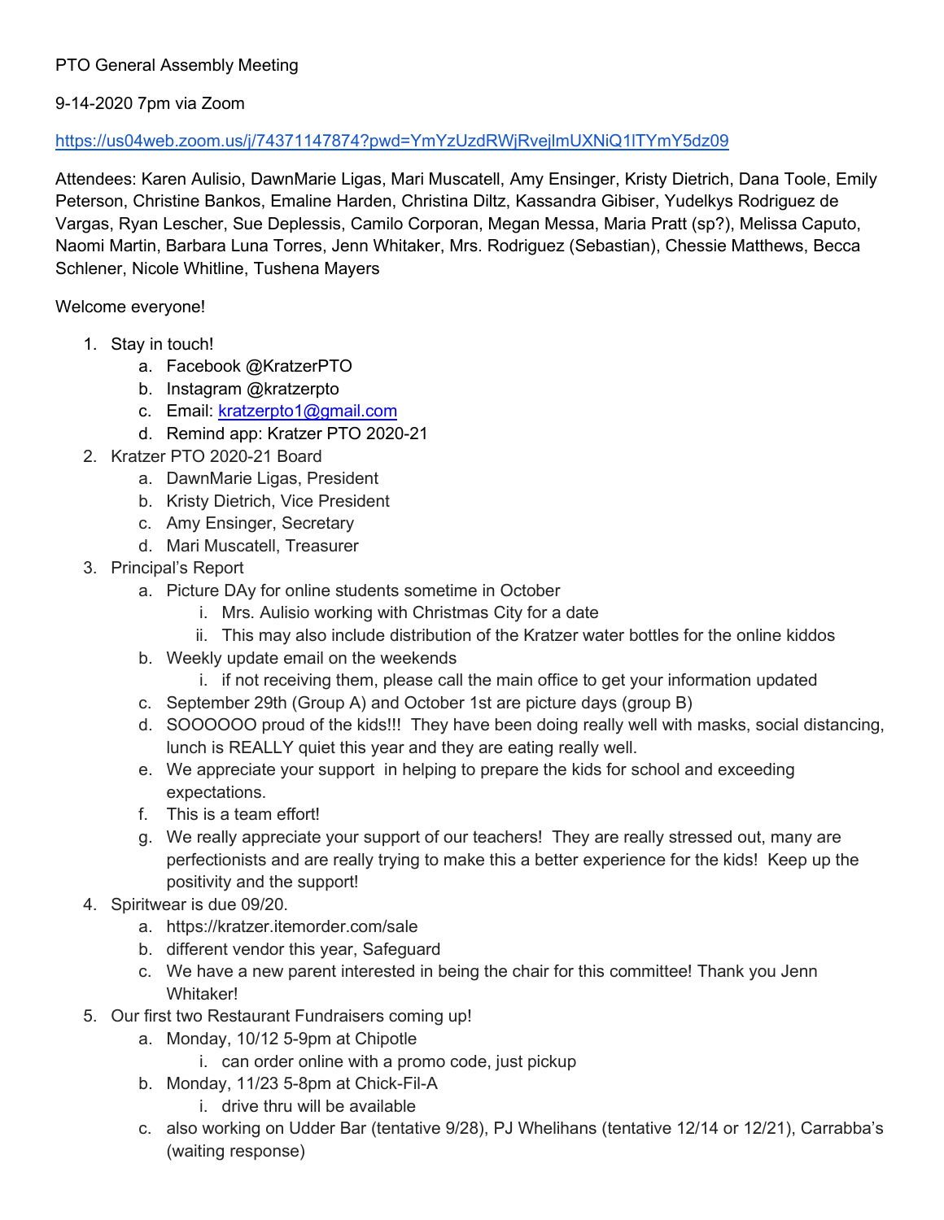PTO General Assembly Meeting

9-14-2020 7pm via Zoom

https://us04web.zoom.us/j/74371147874?pwd=YmYzUzdRWjRvejlmUXNiQ1lTYmY5dz09

Attendees: Karen Aulisio, DawnMarie Ligas, Mari Muscatell, Amy Ensinger, Kristy Dietrich, Dana Toole, Emily Peterson, Christine Bankos, Emaline Harden, Christina Diltz, Kassandra Gibiser, Yudelkys Rodriguez de Vargas, Ryan Lescher, Sue Deplessis, Camilo Corporan, Megan Messa, Maria Pratt (sp?), Melissa Caputo, Naomi Martin, Barbara Luna Torres, Jenn Whitaker, Mrs. Rodriguez (Sebastian), Chessie Matthews, Becca Schlener, Nicole Whitline, Tushena Mayers

Welcome everyone!

1. Stay in touch!
   a. Facebook @KratzerPTO
   b. Instagram @kratzerpto
   c. Email: kratzerpto1@gmail.com
   d. Remind app: Kratzer PTO 2020-21
2. Kratzer PTO 2020-21 Board
   a. DawnMarie Ligas, President
   b. Kristy Dietrich, Vice President
   c. Amy Ensinger, Secretary
   d. Mari Muscatell, Treasurer
3. Principal's Report
   a. Picture DAy for online students sometime in October
      i. Mrs. Aulisio working with Christmas City for a date
      ii. This may also include distribution of the Kratzer water bottles for the online kiddos
   b. Weekly update email on the weekends
      i. if not receiving them, please call the main office to get your information updated
   c. September 29th (Group A) and October 1st are picture days (group B)
   d. SOOOOOO proud of the kids!!! They have been doing really well with masks, social distancing, lunch is REALLY quiet this year and they are eating really well.
   e. We appreciate your support in helping to prepare the kids for school and exceeding expectations.
   f. This is a team effort!
   g. We really appreciate your support of our teachers! They are really stressed out, many are perfectionists and are really trying to make this a better experience for the kids! Keep up the positivity and the support!
4. Spiritwear is due 09/20.
   a. https://kratzer.itemorder.com/sale
   b. different vendor this year, Safeguard
   c. We have a new parent interested in being the chair for this committee! Thank you Jenn Whitaker!
5. Our first two Restaurant Fundraisers coming up!
   a. Monday, 10/12 5-9pm at Chipotle
      i. can order online with a promo code, just pickup
   b. Monday, 11/23 5-8pm at Chick-Fil-A
      i. drive thru will be available
   c. also working on Udder Bar (tentative 9/28), PJ Whelihans (tentative 12/14 or 12/21), Carrabba's (waiting response)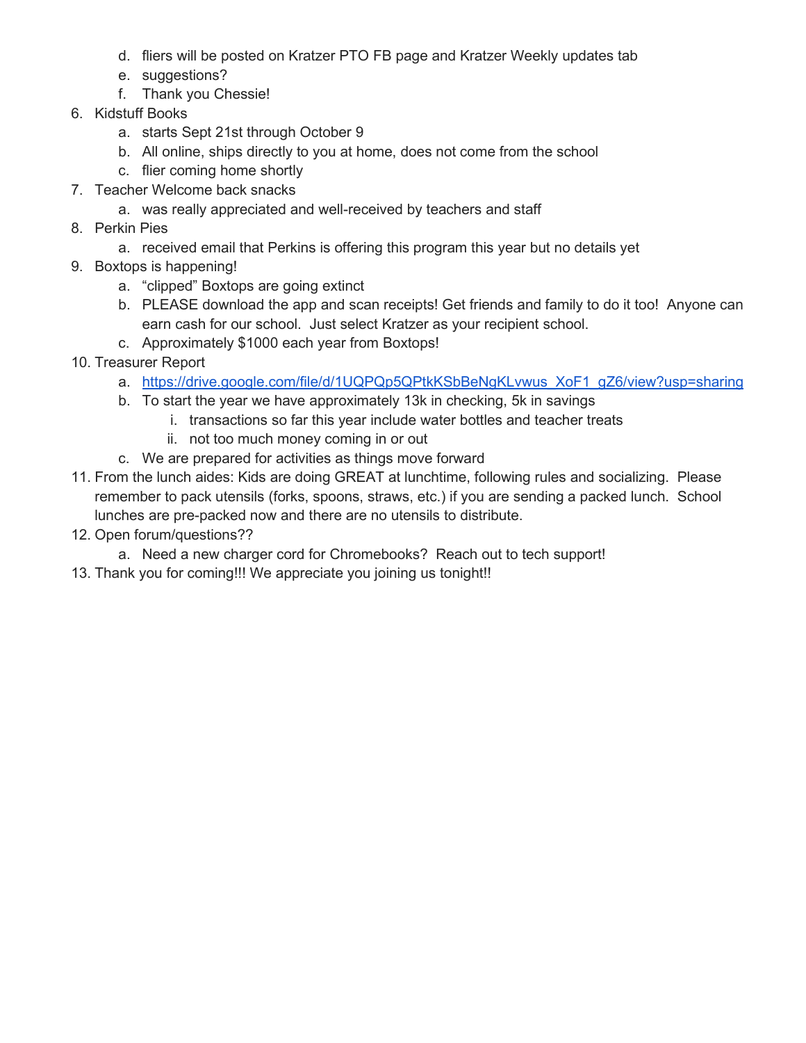d. fliers will be posted on Kratzer PTO FB page and Kratzer Weekly updates tab
   e. suggestions?
   f. Thank you Chessie!

6. Kidstuff Books
   a. starts Sept 21st through October 9
   b. All online, ships directly to you at home, does not come from the school
   c. flier coming home shortly
7. Teacher Welcome back snacks
   a. was really appreciated and well-received by teachers and staff
8. Perkin Pies
   a. received email that Perkins is offering this program this year but no details yet
9. Boxtops is happening!
   a. "clipped" Boxtops are going extinct
   b. PLEASE download the app and scan receipts! Get friends and family to do it too! Anyone can earn cash for our school. Just select Kratzer as your recipient school.
   c. Approximately $1000 each year from Boxtops!
10. Treasurer Report
    a. https://drive.google.com/file/d/1UQPQp5QPtkKSbBeNgKLvwus_XoF1_gZ6/view?usp=sharing
    b. To start the year we have approximately 13k in checking, 5k in savings
       i. transactions so far this year include water bottles and teacher treats
       ii. not too much money coming in or out
    c. We are prepared for activities as things move forward
11. From the lunch aides: Kids are doing GREAT at lunchtime, following rules and socializing. Please remember to pack utensils (forks, spoons, straws, etc.) if you are sending a packed lunch. School lunches are pre-packed now and there are no utensils to distribute.
12. Open forum/questions??
    a. Need a new charger cord for Chromebooks? Reach out to tech support!
13. Thank you for coming!!! We appreciate you joining us tonight!!